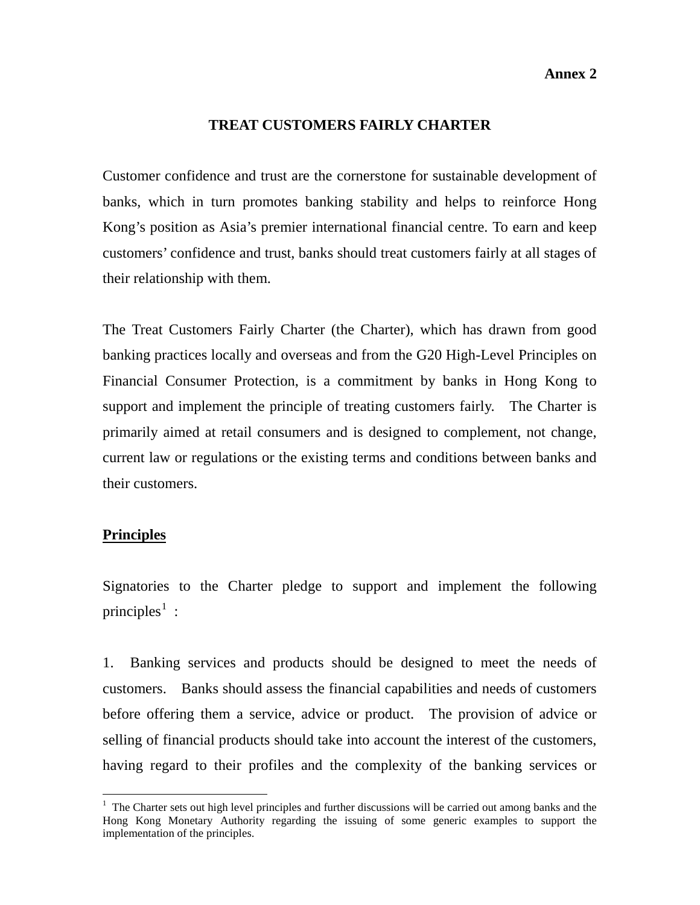**Annex 2**

# TREAT CUSTOMERS FAIRLY CHARTER

Customer confidence and trust are the cornerstone for sustainable development of banks, which in turn promotes banking stability and helps to reinforce Hong Kong's position as Asia's premier international financial centre. To earn and keep customers' confidence and trust, banks should treat customers fairly at all stages of their relationship with them.

The Treat Customers Fairly Charter (the Charter), which has drawn from good banking practices locally and overseas and from the G20 High-Level Principles on Financial Consumer Protection, is a commitment by banks in Hong Kong to support and implement the principle of treating customers fairly. The Charter is primarily aimed at retail consumers and is designed to complement, not change, current law or regulations or the existing terms and conditions between banks and their customers.

## Principles

Signatories to the Charter pledge to support and implement the following principles[1] :

1. Banking services and products should be designed to meet the needs of customers. Banks should assess the financial capabilities and needs of customers before offering them a service, advice or product. The provision of advice or selling of financial products should take into account the interest of the customers, having regard to their profiles and the complexity of the banking services or

[1] The Charter sets out high level principles and further discussions will be carried out among banks and the Hong Kong Monetary Authority regarding the issuing of some generic examples to support the implementation of the principles.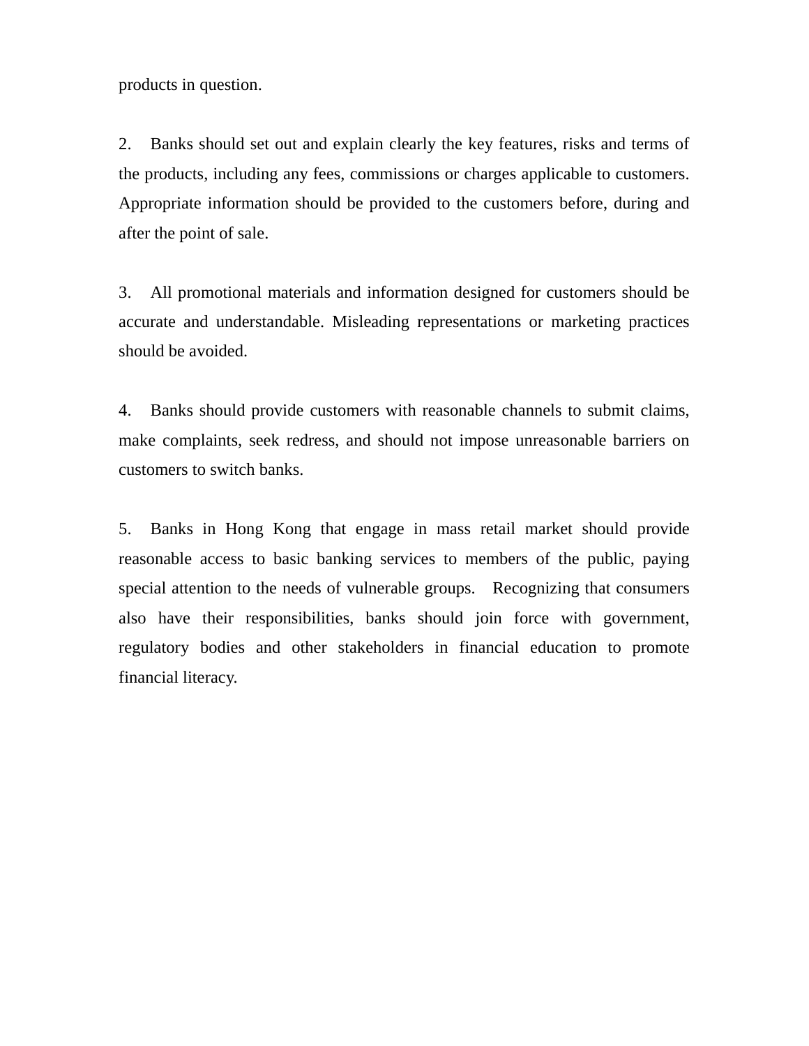products in question.

2. Banks should set out and explain clearly the key features, risks and terms of the products, including any fees, commissions or charges applicable to customers. Appropriate information should be provided to the customers before, during and after the point of sale.

3. All promotional materials and information designed for customers should be accurate and understandable. Misleading representations or marketing practices should be avoided.

4. Banks should provide customers with reasonable channels to submit claims, make complaints, seek redress, and should not impose unreasonable barriers on customers to switch banks.

5. Banks in Hong Kong that engage in mass retail market should provide reasonable access to basic banking services to members of the public, paying special attention to the needs of vulnerable groups. Recognizing that consumers also have their responsibilities, banks should join force with government, regulatory bodies and other stakeholders in financial education to promote financial literacy.